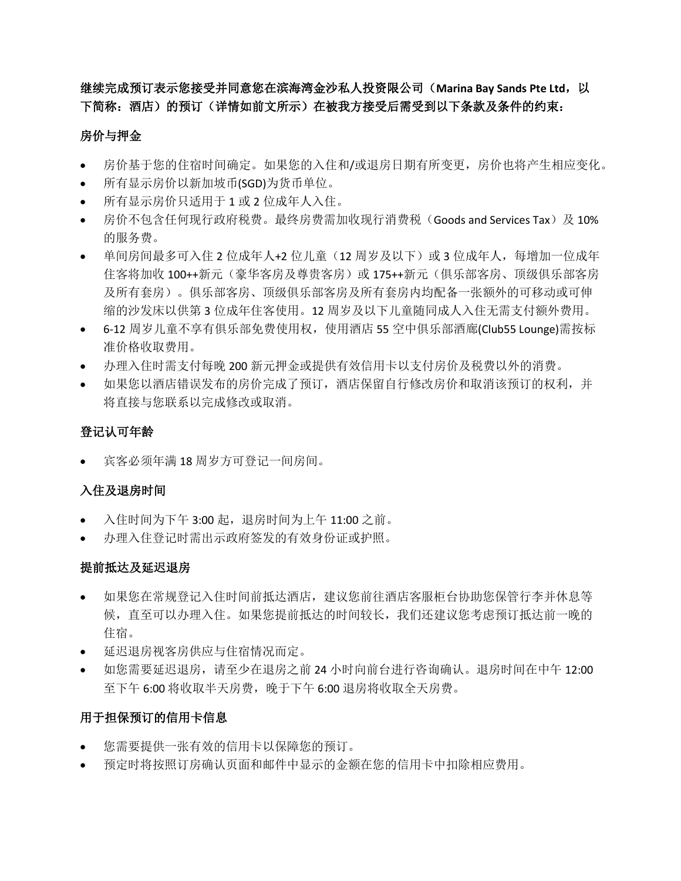**继续完成预订表示您接受并同意您在滨海湾金沙私人投资限公司（Marina Bay Sands Pte Ltd，以下简称：酒店）的预订（详情如前文所示）在被我方接受后需受到以下条款及条件的约束：**

## 房价与押金

- 房价基于您的住宿时间确定。如果您的入住和/或退房日期有所变更，房价也将产生相应变化。
- 所有显示房价以新加坡币(SGD)为货币单位。
- 所有显示房价只适用于 1 或 2 位成年人入住。
- 房价不包含任何现行政府税费。最终房费需加收现行消费税（Goods and Services Tax）及 10% 的服务费。
- 单间房间最多可入住 2 位成年人+2 位儿童（12 周岁及以下）或 3 位成年人，每增加一位成年住客将加收 100++新元（豪华客房及尊贵客房）或 175++新元（俱乐部客房、顶级俱乐部客房及所有套房）。俱乐部客房、顶级俱乐部客房及所有套房内均配备一张额外的可移动或可伸缩的沙发床以供第 3 位成年住客使用。12 周岁及以下儿童随同成人入住无需支付额外费用。
- 6-12 周岁儿童不享有俱乐部免费使用权，使用酒店 55 空中俱乐部酒廊(Club55 Lounge)需按标准价格收取费用。
- 办理入住时需支付每晚 200 新元押金或提供有效信用卡以支付房价及税费以外的消费。
- 如果您以酒店错误发布的房价完成了预订，酒店保留自行修改房价和取消该预订的权利，并将直接与您联系以完成修改或取消。

## 登记认可年龄

- 宾客必须年满 18 周岁方可登记一间房间。

## 入住及退房时间

- 入住时间为下午 3:00 起，退房时间为上午 11:00 之前。
- 办理入住登记时需出示政府签发的有效身份证或护照。

## 提前抵达及延迟退房

- 如果您在常规登记入住时间前抵达酒店，建议您前往酒店客服柜台协助您保管行李并休息等候，直至可以办理入住。如果您提前抵达的时间较长，我们还建议您考虑预订抵达前一晚的住宿。
- 延迟退房视客房供应与住宿情况而定。
- 如您需要延迟退房，请至少在退房之前 24 小时向前台进行咨询确认。退房时间在中午 12:00 至下午 6:00 将收取半天房费，晚于下午 6:00 退房将收取全天房费。

## 用于担保预订的信用卡信息

- 您需要提供一张有效的信用卡以保障您的预订。
- 预定时将按照订房确认页面和邮件中显示的金额在您的信用卡中扣除相应费用。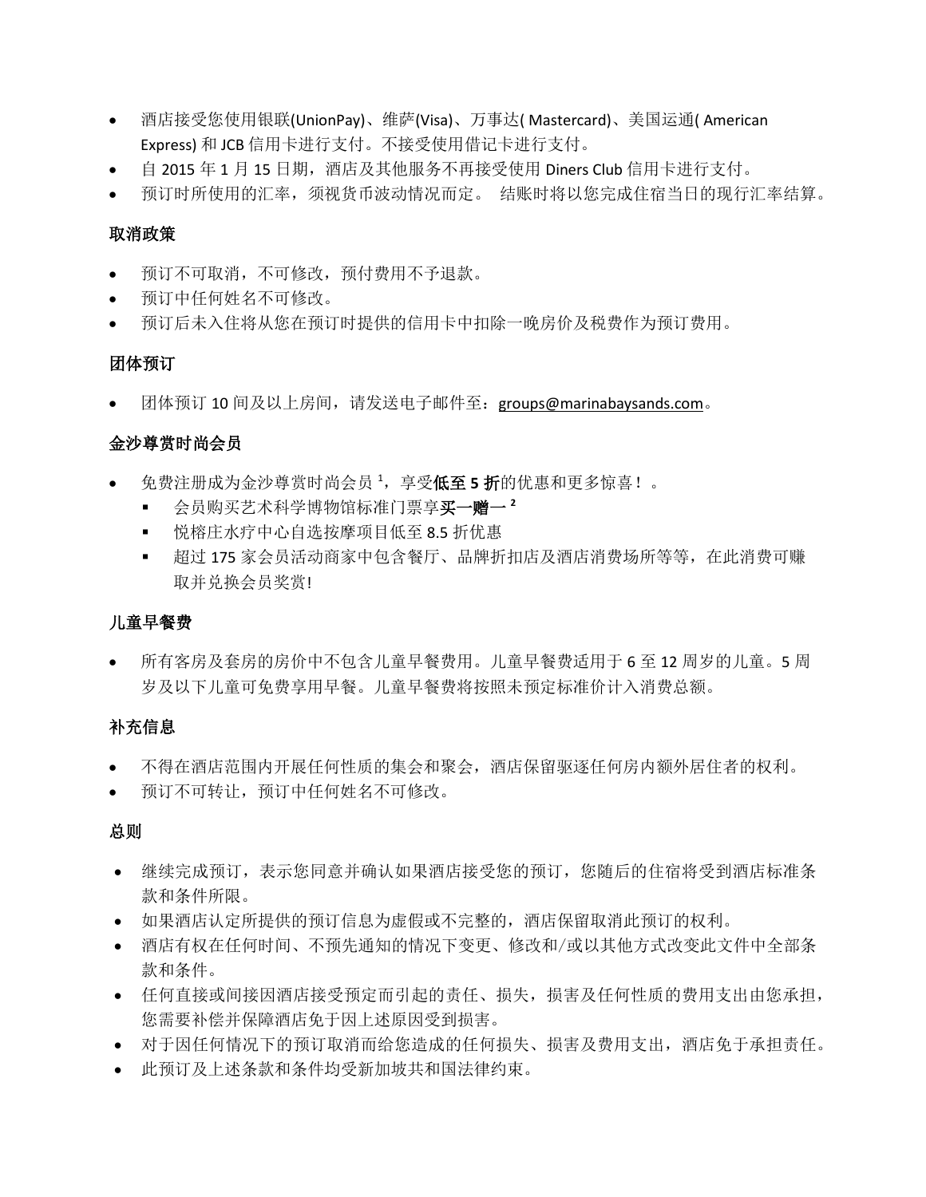- 酒店接受您使用银联(UnionPay)、维萨(Visa)、万事达( Mastercard)、美国运通( American Express) 和 JCB 信用卡进行支付。不接受使用借记卡进行支付。
- 自 2015 年 1 月 15 日期，酒店及其他服务不再接受使用 Diners Club 信用卡进行支付。
- 预订时所使用的汇率，须视货币波动情况而定。 结账时将以您完成住宿当日的现行汇率结算。

### 取消政策

- 预订不可取消，不可修改，预付费用不予退款。
- 预订中任何姓名不可修改。
- 预订后未入住将从您在预订时提供的信用卡中扣除一晚房价及税费作为预订费用。

### 团体预订

- 团体预订 10 间及以上房间，请发送电子邮件至：groups@marinabaysands.com。

### 金沙尊赏时尚会员

- 免费注册成为金沙尊赏时尚会员 [1]，享受**低至 5 折**的优惠和更多惊喜！。
  - 会员购买艺术科学博物馆标准门票享**买一赠一 [2]**
  - 悦榕庄水疗中心自选按摩项目低至 8.5 折优惠
  - 超过 175 家会员活动商家中包含餐厅、品牌折扣店及酒店消费场所等等，在此消费可赚取并兑换会员奖赏!

### 儿童早餐费

- 所有客房及套房的房价中不包含儿童早餐费用。儿童早餐费适用于 6 至 12 周岁的儿童。5 周岁及以下儿童可免费享用早餐。儿童早餐费将按照未预定标准价计入消费总额。

### 补充信息

- 不得在酒店范围内开展任何性质的集会和聚会，酒店保留驱逐任何房内额外居住者的权利。
- 预订不可转让，预订中任何姓名不可修改。

### 总则

- 继续完成预订，表示您同意并确认如果酒店接受您的预订，您随后的住宿将受到酒店标准条款和条件所限。
- 如果酒店认定所提供的预订信息为虚假或不完整的，酒店保留取消此预订的权利。
- 酒店有权在任何时间、不预先通知的情况下变更、修改和/或以其他方式改变此文件中全部条款和条件。
- 任何直接或间接因酒店接受预定而引起的责任、损失，损害及任何性质的费用支出由您承担，您需要补偿并保障酒店免于因上述原因受到损害。
- 对于因任何情况下的预订取消而给您造成的任何损失、损害及费用支出，酒店免于承担责任。
- 此预订及上述条款和条件均受新加坡共和国法律约束。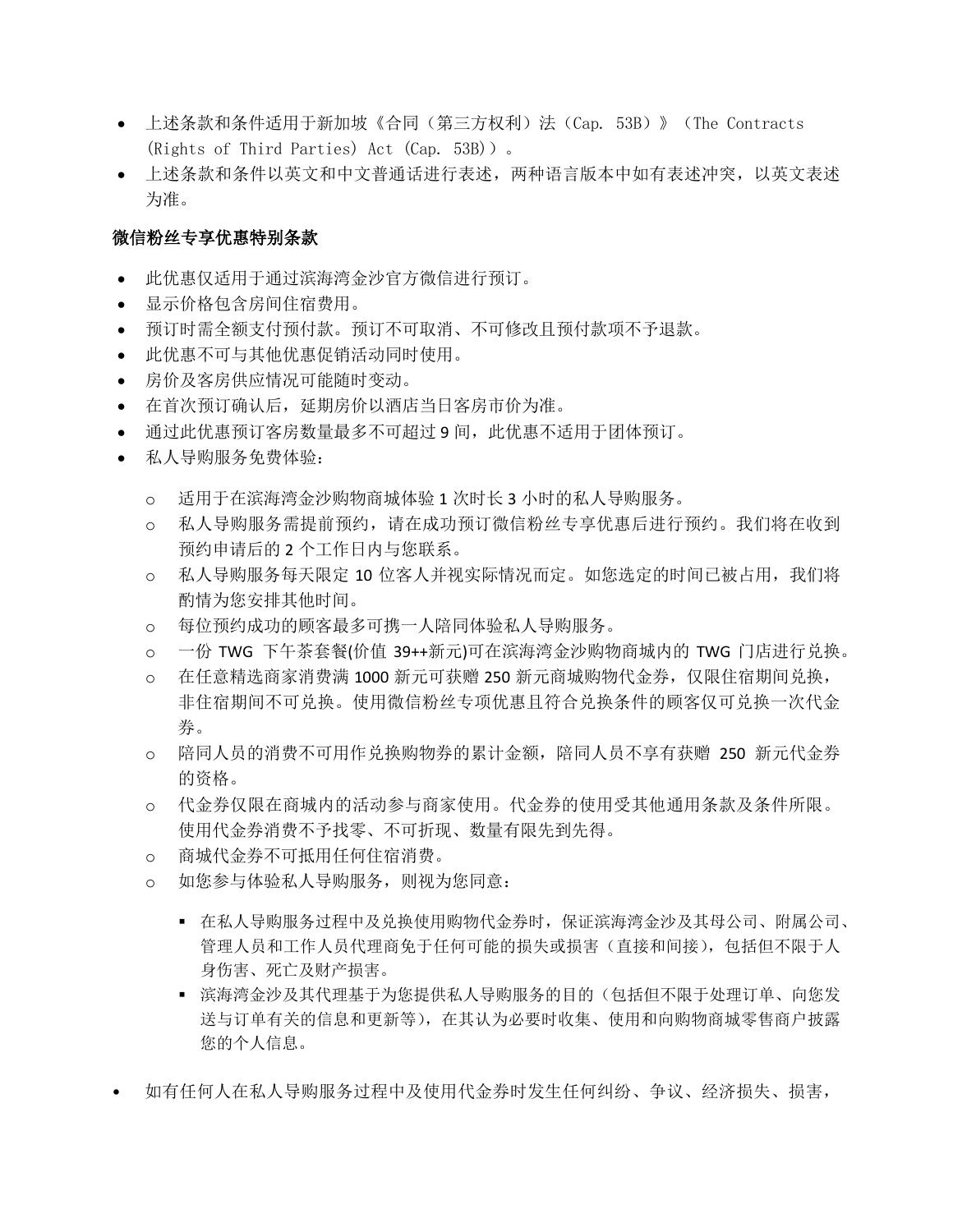- 上述条款和条件适用于新加坡《合同（第三方权利）法（Cap. 53B）》（The Contracts (Rights of Third Parties) Act (Cap. 53B)）。
- 上述条款和条件以英文和中文普通话进行表述，两种语言版本中如有表述冲突，以英文表述为准。

**微信粉丝专享优惠特别条款**

- 此优惠仅适用于通过滨海湾金沙官方微信进行预订。
- 显示价格包含房间住宿费用。
- 预订时需全额支付预付款。预订不可取消、不可修改且预付款项不予退款。
- 此优惠不可与其他优惠促销活动同时使用。
- 房价及客房供应情况可能随时变动。
- 在首次预订确认后，延期房价以酒店当日客房市价为准。
- 通过此优惠预订客房数量最多不可超过 9 间，此优惠不适用于团体预订。
- 私人导购服务免费体验：
  - 适用于在滨海湾金沙购物商城体验 1 次时长 3 小时的私人导购服务。
  - 私人导购服务需提前预约，请在成功预订微信粉丝专享优惠后进行预约。我们将在收到预约申请后的 2 个工作日内与您联系。
  - 私人导购服务每天限定 10 位客人并视实际情况而定。如您选定的时间已被占用，我们将酌情为您安排其他时间。
  - 每位预约成功的顾客最多可携一人陪同体验私人导购服务。
  - 一份 TWG 下午茶套餐(价值 39++新元)可在滨海湾金沙购物商城内的 TWG 门店进行兑换。
  - 在任意精选商家消费满 1000 新元可获赠 250 新元商城购物代金券，仅限住宿期间兑换，非住宿期间不可兑换。使用微信粉丝专项优惠且符合兑换条件的顾客仅可兑换一次代金券。
  - 陪同人员的消费不可用作兑换购物券的累计金额，陪同人员不享有获赠 250 新元代金券的资格。
  - 代金券仅限在商城内的活动参与商家使用。代金券的使用受其他通用条款及条件所限。使用代金券消费不予找零、不可折现、数量有限先到先得。
  - 商城代金券不可抵用任何住宿消费。
  - 如您参与体验私人导购服务，则视为您同意：
    - 在私人导购服务过程中及兑换使用购物代金券时，保证滨海湾金沙及其母公司、附属公司、管理人员和工作人员代理商免于任何可能的损失或损害（直接和间接），包括但不限于人身伤害、死亡及财产损害。
    - 滨海湾金沙及其代理基于为您提供私人导购服务的目的（包括但不限于处理订单、向您发送与订单有关的信息和更新等），在其认为必要时收集、使用和向购物商城零售商户披露您的个人信息。
- 如有任何人在私人导购服务过程中及使用代金券时发生任何纠纷、争议、经济损失、损害，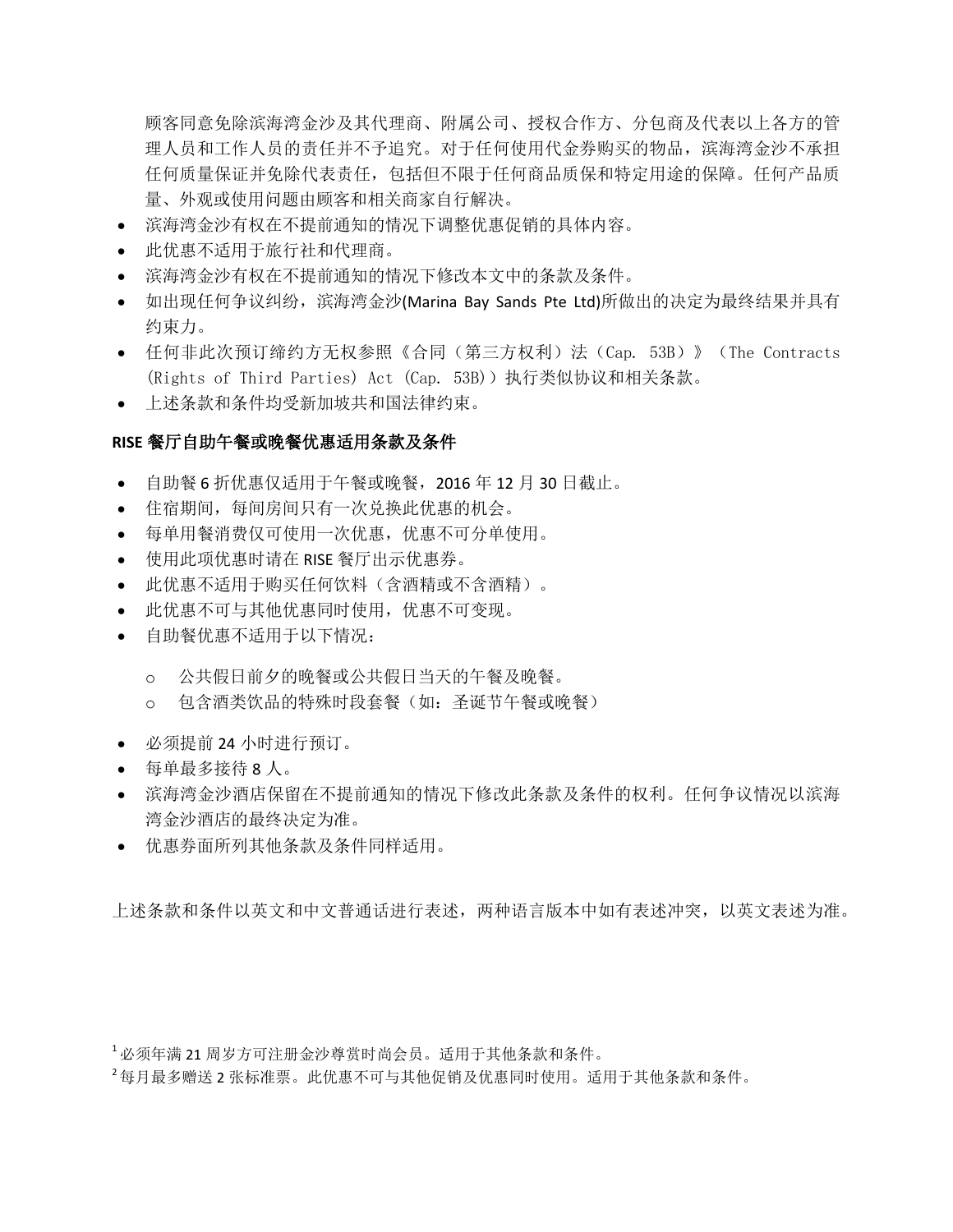顾客同意免除滨海湾金沙及其代理商、附属公司、授权合作方、分包商及代表以上各方的管理人员和工作人员的责任并不予追究。对于任何使用代金券购买的物品，滨海湾金沙不承担任何质量保证并免除代表责任，包括但不限于任何商品质保和特定用途的保障。任何产品质量、外观或使用问题由顾客和相关商家自行解决。

- 滨海湾金沙有权在不提前通知的情况下调整优惠促销的具体内容。
- 此优惠不适用于旅行社和代理商。
- 滨海湾金沙有权在不提前通知的情况下修改本文中的条款及条件。
- 如出现任何争议纠纷，滨海湾金沙(Marina Bay Sands Pte Ltd)所做出的决定为最终结果并具有约束力。
- 任何非此次预订缔约方无权参照《合同（第三方权利）法（Cap. 53B）》（The Contracts (Rights of Third Parties) Act (Cap. 53B)）执行类似协议和相关条款。
- 上述条款和条件均受新加坡共和国法律约束。

**RISE 餐厅自助午餐或晚餐优惠适用条款及条件**

- 自助餐 6 折优惠仅适用于午餐或晚餐，2016 年 12 月 30 日截止。
- 住宿期间，每间房间只有一次兑换此优惠的机会。
- 每单用餐消费仅可使用一次优惠，优惠不可分单使用。
- 使用此项优惠时请在 RISE 餐厅出示优惠券。
- 此优惠不适用于购买任何饮料（含酒精或不含酒精）。
- 此优惠不可与其他优惠同时使用，优惠不可变现。
- 自助餐优惠不适用于以下情况：
  - 公共假日前夕的晚餐或公共假日当天的午餐及晚餐。
  - 包含酒类饮品的特殊时段套餐（如：圣诞节午餐或晚餐）
- 必须提前 24 小时进行预订。
- 每单最多接待 8 人。
- 滨海湾金沙酒店保留在不提前通知的情况下修改此条款及条件的权利。任何争议情况以滨海湾金沙酒店的最终决定为准。
- 优惠券面所列其他条款及条件同样适用。

上述条款和条件以英文和中文普通话进行表述，两种语言版本中如有表述冲突，以英文表述为准。

[1] 必须年满 21 周岁方可注册金沙尊赏时尚会员。适用于其他条款和条件。

[2] 每月最多赠送 2 张标准票。此优惠不可与其他促销及优惠同时使用。适用于其他条款和条件。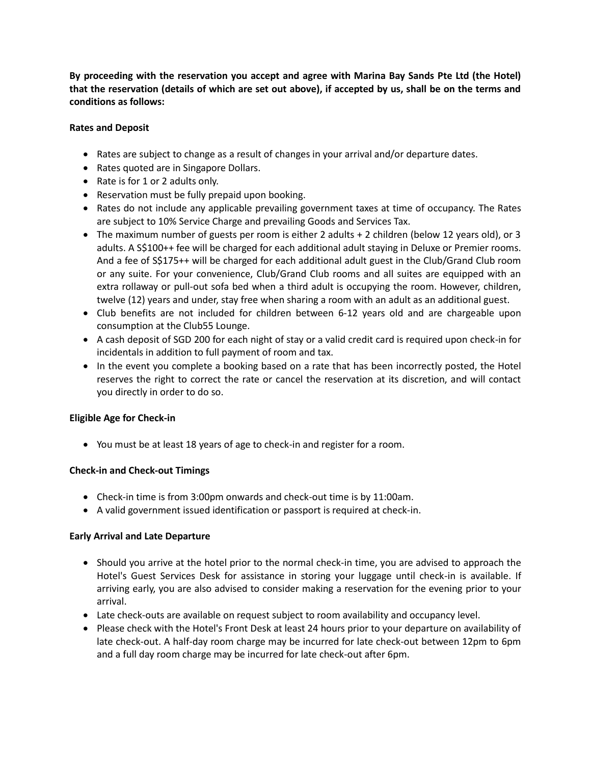**By proceeding with the reservation you accept and agree with Marina Bay Sands Pte Ltd (the Hotel) that the reservation (details of which are set out above), if accepted by us, shall be on the terms and conditions as follows:**

**Rates and Deposit**

- Rates are subject to change as a result of changes in your arrival and/or departure dates.
- Rates quoted are in Singapore Dollars.
- Rate is for 1 or 2 adults only.
- Reservation must be fully prepaid upon booking.
- Rates do not include any applicable prevailing government taxes at time of occupancy. The Rates are subject to 10% Service Charge and prevailing Goods and Services Tax.
- The maximum number of guests per room is either 2 adults + 2 children (below 12 years old), or 3 adults. A S$100++ fee will be charged for each additional adult staying in Deluxe or Premier rooms. And a fee of S$175++ will be charged for each additional adult guest in the Club/Grand Club room or any suite. For your convenience, Club/Grand Club rooms and all suites are equipped with an extra rollaway or pull-out sofa bed when a third adult is occupying the room. However, children, twelve (12) years and under, stay free when sharing a room with an adult as an additional guest.
- Club benefits are not included for children between 6-12 years old and are chargeable upon consumption at the Club55 Lounge.
- A cash deposit of SGD 200 for each night of stay or a valid credit card is required upon check-in for incidentals in addition to full payment of room and tax.
- In the event you complete a booking based on a rate that has been incorrectly posted, the Hotel reserves the right to correct the rate or cancel the reservation at its discretion, and will contact you directly in order to do so.

**Eligible Age for Check-in**

- You must be at least 18 years of age to check-in and register for a room.

**Check-in and Check-out Timings**

- Check-in time is from 3:00pm onwards and check-out time is by 11:00am.
- A valid government issued identification or passport is required at check-in.

**Early Arrival and Late Departure**

- Should you arrive at the hotel prior to the normal check-in time, you are advised to approach the Hotel's Guest Services Desk for assistance in storing your luggage until check-in is available. If arriving early, you are also advised to consider making a reservation for the evening prior to your arrival.
- Late check-outs are available on request subject to room availability and occupancy level.
- Please check with the Hotel's Front Desk at least 24 hours prior to your departure on availability of late check-out. A half-day room charge may be incurred for late check-out between 12pm to 6pm and a full day room charge may be incurred for late check-out after 6pm.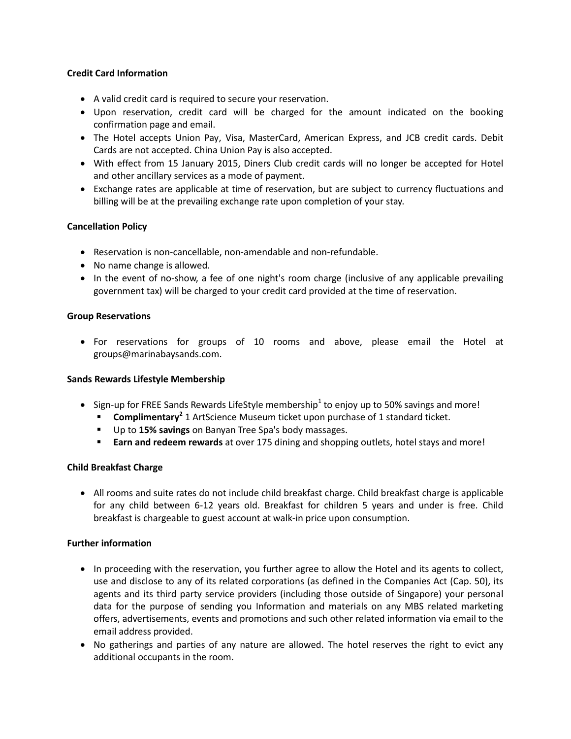**Credit Card Information**

- A valid credit card is required to secure your reservation.
- Upon reservation, credit card will be charged for the amount indicated on the booking confirmation page and email.
- The Hotel accepts Union Pay, Visa, MasterCard, American Express, and JCB credit cards. Debit Cards are not accepted. China Union Pay is also accepted.
- With effect from 15 January 2015, Diners Club credit cards will no longer be accepted for Hotel and other ancillary services as a mode of payment.
- Exchange rates are applicable at time of reservation, but are subject to currency fluctuations and billing will be at the prevailing exchange rate upon completion of your stay.

**Cancellation Policy**

- Reservation is non-cancellable, non-amendable and non-refundable.
- No name change is allowed.
- In the event of no-show, a fee of one night's room charge (inclusive of any applicable prevailing government tax) will be charged to your credit card provided at the time of reservation.

**Group Reservations**

- For reservations for groups of 10 rooms and above, please email the Hotel at groups@marinabaysands.com.

**Sands Rewards Lifestyle Membership**

- Sign-up for FREE Sands Rewards LifeStyle membership[1] to enjoy up to 50% savings and more!
  - **Complimentary[2]** 1 ArtScience Museum ticket upon purchase of 1 standard ticket.
  - Up to **15% savings** on Banyan Tree Spa's body massages.
  - **Earn and redeem rewards** at over 175 dining and shopping outlets, hotel stays and more!

**Child Breakfast Charge**

- All rooms and suite rates do not include child breakfast charge. Child breakfast charge is applicable for any child between 6-12 years old. Breakfast for children 5 years and under is free. Child breakfast is chargeable to guest account at walk-in price upon consumption.

**Further information**

- In proceeding with the reservation, you further agree to allow the Hotel and its agents to collect, use and disclose to any of its related corporations (as defined in the Companies Act (Cap. 50), its agents and its third party service providers (including those outside of Singapore) your personal data for the purpose of sending you Information and materials on any MBS related marketing offers, advertisements, events and promotions and such other related information via email to the email address provided.
- No gatherings and parties of any nature are allowed. The hotel reserves the right to evict any additional occupants in the room.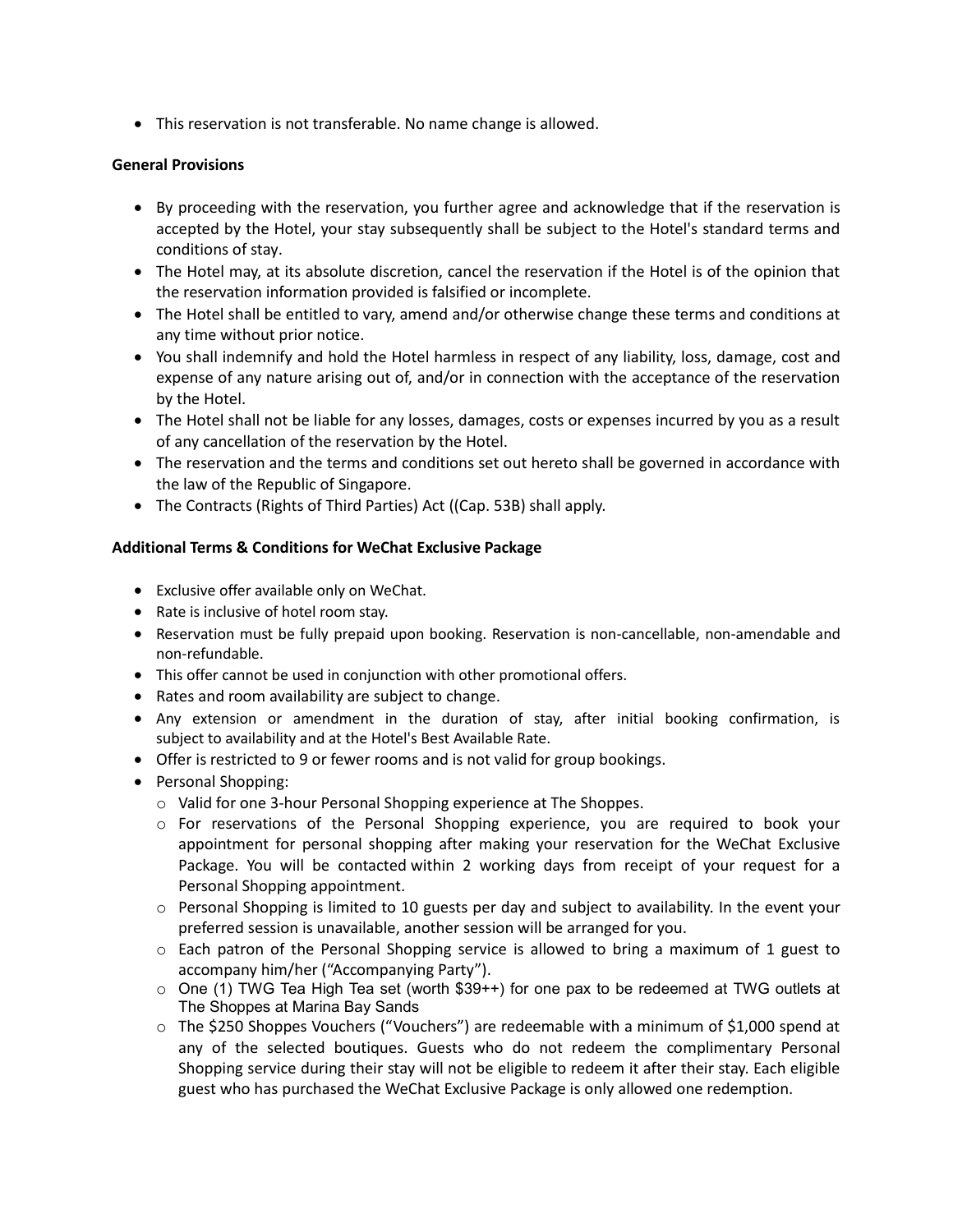- This reservation is not transferable. No name change is allowed.

**General Provisions**

- By proceeding with the reservation, you further agree and acknowledge that if the reservation is accepted by the Hotel, your stay subsequently shall be subject to the Hotel's standard terms and conditions of stay.
- The Hotel may, at its absolute discretion, cancel the reservation if the Hotel is of the opinion that the reservation information provided is falsified or incomplete.
- The Hotel shall be entitled to vary, amend and/or otherwise change these terms and conditions at any time without prior notice.
- You shall indemnify and hold the Hotel harmless in respect of any liability, loss, damage, cost and expense of any nature arising out of, and/or in connection with the acceptance of the reservation by the Hotel.
- The Hotel shall not be liable for any losses, damages, costs or expenses incurred by you as a result of any cancellation of the reservation by the Hotel.
- The reservation and the terms and conditions set out hereto shall be governed in accordance with the law of the Republic of Singapore.
- The Contracts (Rights of Third Parties) Act ((Cap. 53B) shall apply.

**Additional Terms & Conditions for WeChat Exclusive Package**

- Exclusive offer available only on WeChat.
- Rate is inclusive of hotel room stay.
- Reservation must be fully prepaid upon booking. Reservation is non-cancellable, non-amendable and non-refundable.
- This offer cannot be used in conjunction with other promotional offers.
- Rates and room availability are subject to change.
- Any extension or amendment in the duration of stay, after initial booking confirmation, is subject to availability and at the Hotel's Best Available Rate.
- Offer is restricted to 9 or fewer rooms and is not valid for group bookings.
- Personal Shopping:
  - Valid for one 3-hour Personal Shopping experience at The Shoppes.
  - For reservations of the Personal Shopping experience, you are required to book your appointment for personal shopping after making your reservation for the WeChat Exclusive Package. You will be contacted within 2 working days from receipt of your request for a Personal Shopping appointment.
  - Personal Shopping is limited to 10 guests per day and subject to availability. In the event your preferred session is unavailable, another session will be arranged for you.
  - Each patron of the Personal Shopping service is allowed to bring a maximum of 1 guest to accompany him/her ("Accompanying Party").
  - One (1) TWG Tea High Tea set (worth $39++) for one pax to be redeemed at TWG outlets at The Shoppes at Marina Bay Sands
  - The $250 Shoppes Vouchers ("Vouchers") are redeemable with a minimum of $1,000 spend at any of the selected boutiques. Guests who do not redeem the complimentary Personal Shopping service during their stay will not be eligible to redeem it after their stay. Each eligible guest who has purchased the WeChat Exclusive Package is only allowed one redemption.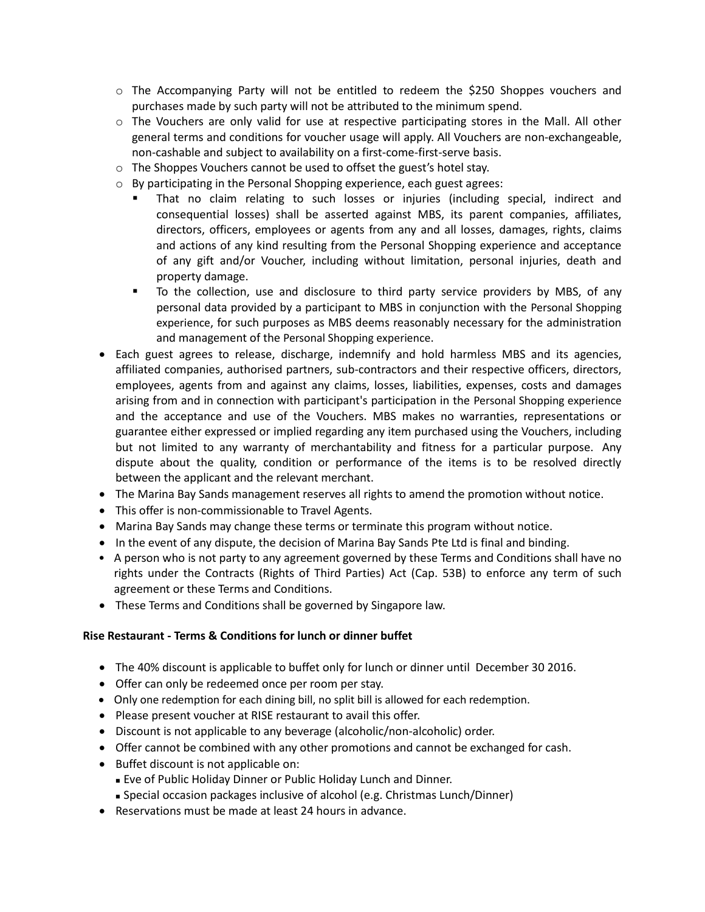- The Accompanying Party will not be entitled to redeem the $250 Shoppes vouchers and purchases made by such party will not be attributed to the minimum spend.
  - The Vouchers are only valid for use at respective participating stores in the Mall. All other general terms and conditions for voucher usage will apply. All Vouchers are non-exchangeable, non-cashable and subject to availability on a first-come-first-serve basis.
  - The Shoppes Vouchers cannot be used to offset the guest's hotel stay.
  - By participating in the Personal Shopping experience, each guest agrees:
    - That no claim relating to such losses or injuries (including special, indirect and consequential losses) shall be asserted against MBS, its parent companies, affiliates, directors, officers, employees or agents from any and all losses, damages, rights, claims and actions of any kind resulting from the Personal Shopping experience and acceptance of any gift and/or Voucher, including without limitation, personal injuries, death and property damage.
    - To the collection, use and disclosure to third party service providers by MBS, of any personal data provided by a participant to MBS in conjunction with the Personal Shopping experience, for such purposes as MBS deems reasonably necessary for the administration and management of the Personal Shopping experience.
- Each guest agrees to release, discharge, indemnify and hold harmless MBS and its agencies, affiliated companies, authorised partners, sub-contractors and their respective officers, directors, employees, agents from and against any claims, losses, liabilities, expenses, costs and damages arising from and in connection with participant's participation in the Personal Shopping experience and the acceptance and use of the Vouchers. MBS makes no warranties, representations or guarantee either expressed or implied regarding any item purchased using the Vouchers, including but not limited to any warranty of merchantability and fitness for a particular purpose. Any dispute about the quality, condition or performance of the items is to be resolved directly between the applicant and the relevant merchant.
- The Marina Bay Sands management reserves all rights to amend the promotion without notice.
- This offer is non-commissionable to Travel Agents.
- Marina Bay Sands may change these terms or terminate this program without notice.
- In the event of any dispute, the decision of Marina Bay Sands Pte Ltd is final and binding.
- A person who is not party to any agreement governed by these Terms and Conditions shall have no rights under the Contracts (Rights of Third Parties) Act (Cap. 53B) to enforce any term of such agreement or these Terms and Conditions.
- These Terms and Conditions shall be governed by Singapore law.

**Rise Restaurant - Terms & Conditions for lunch or dinner buffet**

- The 40% discount is applicable to buffet only for lunch or dinner until December 30 2016.
- Offer can only be redeemed once per room per stay.
- Only one redemption for each dining bill, no split bill is allowed for each redemption.
- Please present voucher at RISE restaurant to avail this offer.
- Discount is not applicable to any beverage (alcoholic/non-alcoholic) order.
- Offer cannot be combined with any other promotions and cannot be exchanged for cash.
- Buffet discount is not applicable on:
  - Eve of Public Holiday Dinner or Public Holiday Lunch and Dinner.
  - Special occasion packages inclusive of alcohol (e.g. Christmas Lunch/Dinner)
- Reservations must be made at least 24 hours in advance.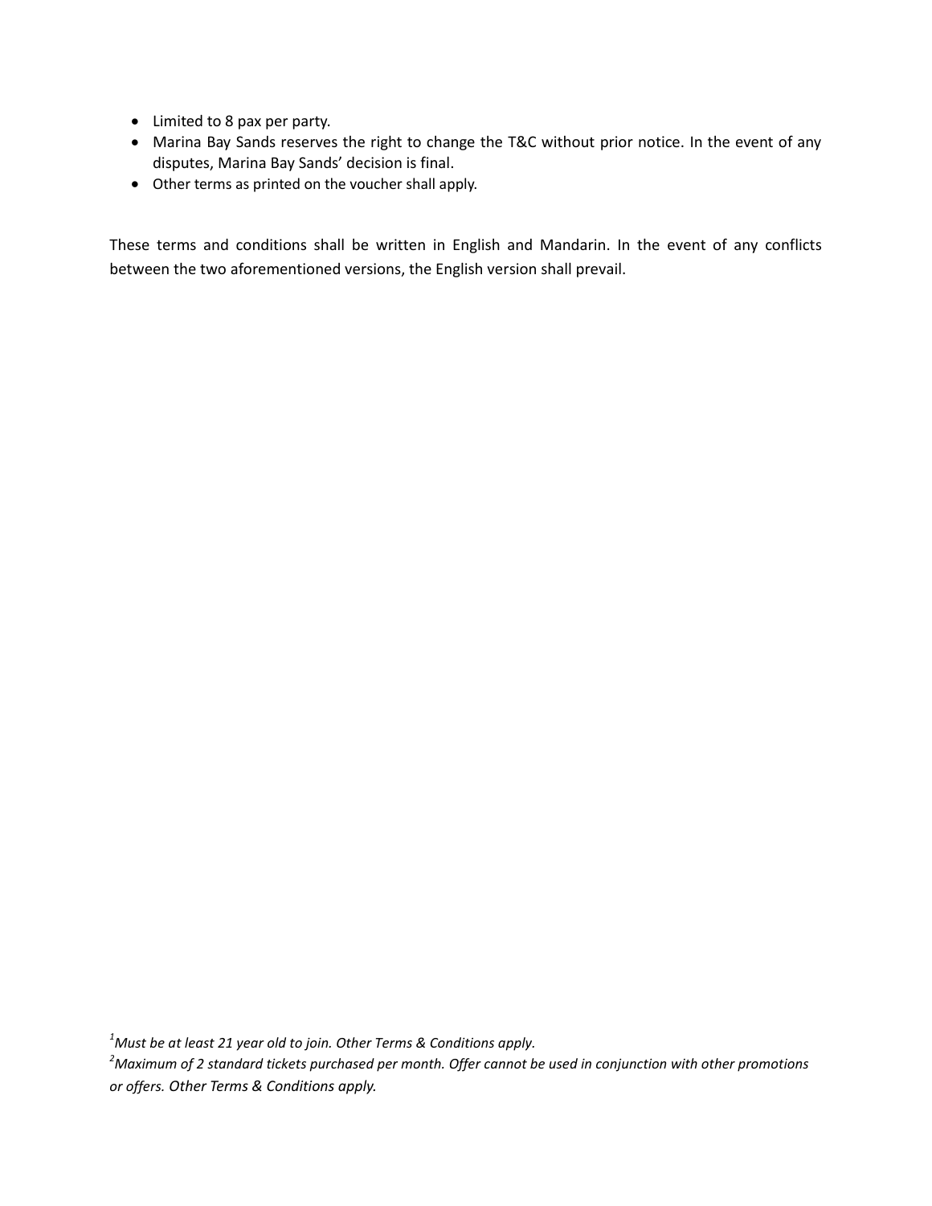- Limited to 8 pax per party.
- Marina Bay Sands reserves the right to change the T&C without prior notice. In the event of any disputes, Marina Bay Sands' decision is final.
- Other terms as printed on the voucher shall apply.

These terms and conditions shall be written in English and Mandarin. In the event of any conflicts between the two aforementioned versions, the English version shall prevail.

[1]*Must be at least 21 year old to join. Other Terms & Conditions apply.*

[2]*Maximum of 2 standard tickets purchased per month. Offer cannot be used in conjunction with other promotions or offers. Other Terms & Conditions apply.*